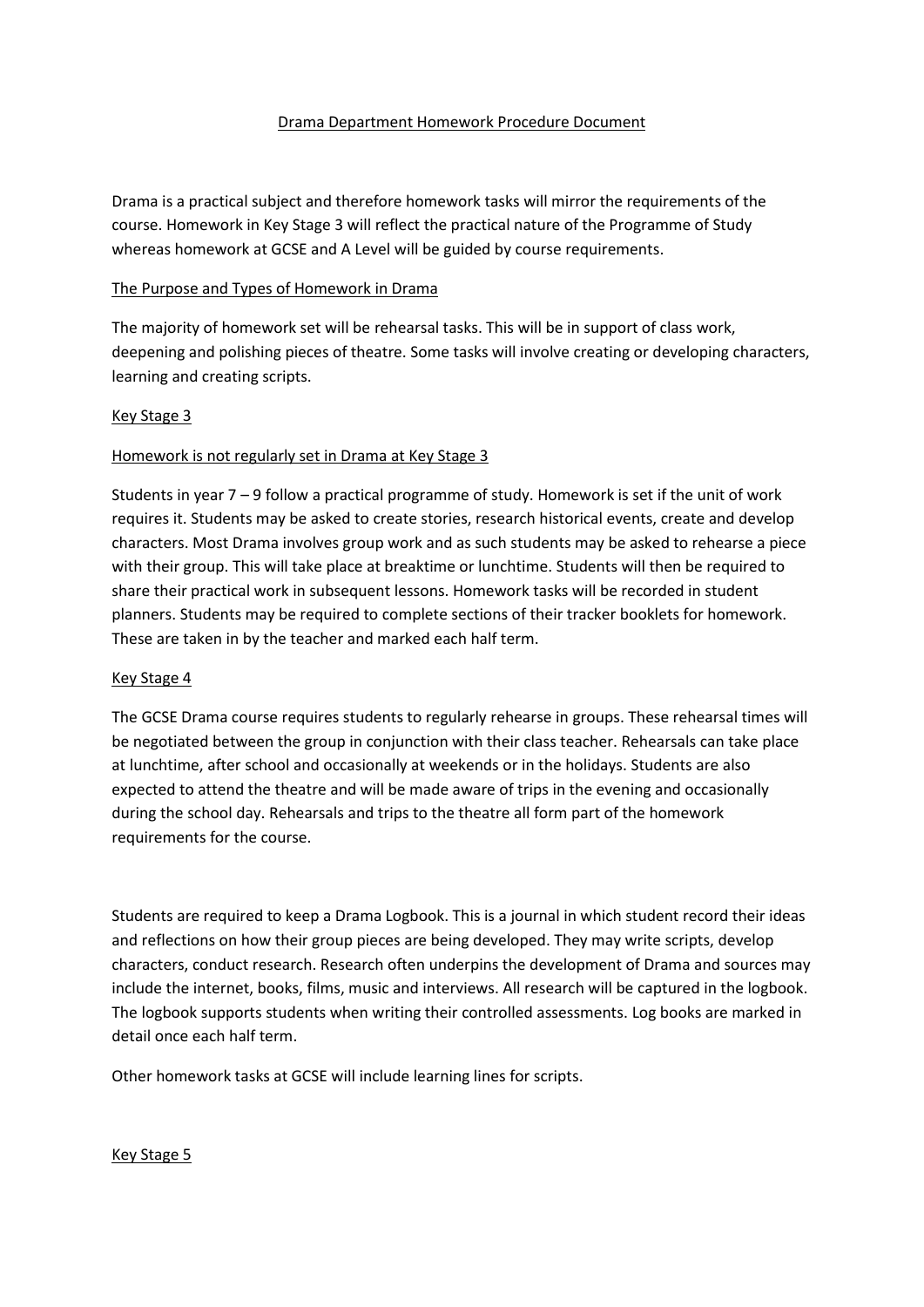# Drama Department Homework Procedure Document

Drama is a practical subject and therefore homework tasks will mirror the requirements of the course. Homework in Key Stage 3 will reflect the practical nature of the Programme of Study whereas homework at GCSE and A Level will be guided by course requirements.

## The Purpose and Types of Homework in Drama

The majority of homework set will be rehearsal tasks. This will be in support of class work, deepening and polishing pieces of theatre. Some tasks will involve creating or developing characters, learning and creating scripts.

## Key Stage 3

### Homework is not regularly set in Drama at Key Stage 3

Students in year 7 – 9 follow a practical programme of study. Homework is set if the unit of work requires it. Students may be asked to create stories, research historical events, create and develop characters. Most Drama involves group work and as such students may be asked to rehearse a piece with their group. This will take place at breaktime or lunchtime. Students will then be required to share their practical work in subsequent lessons. Homework tasks will be recorded in student planners. Students may be required to complete sections of their tracker booklets for homework. These are taken in by the teacher and marked each half term.

## Key Stage 4

The GCSE Drama course requires students to regularly rehearse in groups. These rehearsal times will be negotiated between the group in conjunction with their class teacher. Rehearsals can take place at lunchtime, after school and occasionally at weekends or in the holidays. Students are also expected to attend the theatre and will be made aware of trips in the evening and occasionally during the school day. Rehearsals and trips to the theatre all form part of the homework requirements for the course.

Students are required to keep a Drama Logbook. This is a journal in which student record their ideas and reflections on how their group pieces are being developed. They may write scripts, develop characters, conduct research. Research often underpins the development of Drama and sources may include the internet, books, films, music and interviews. All research will be captured in the logbook. The logbook supports students when writing their controlled assessments. Log books are marked in detail once each half term.

Other homework tasks at GCSE will include learning lines for scripts.

## Key Stage 5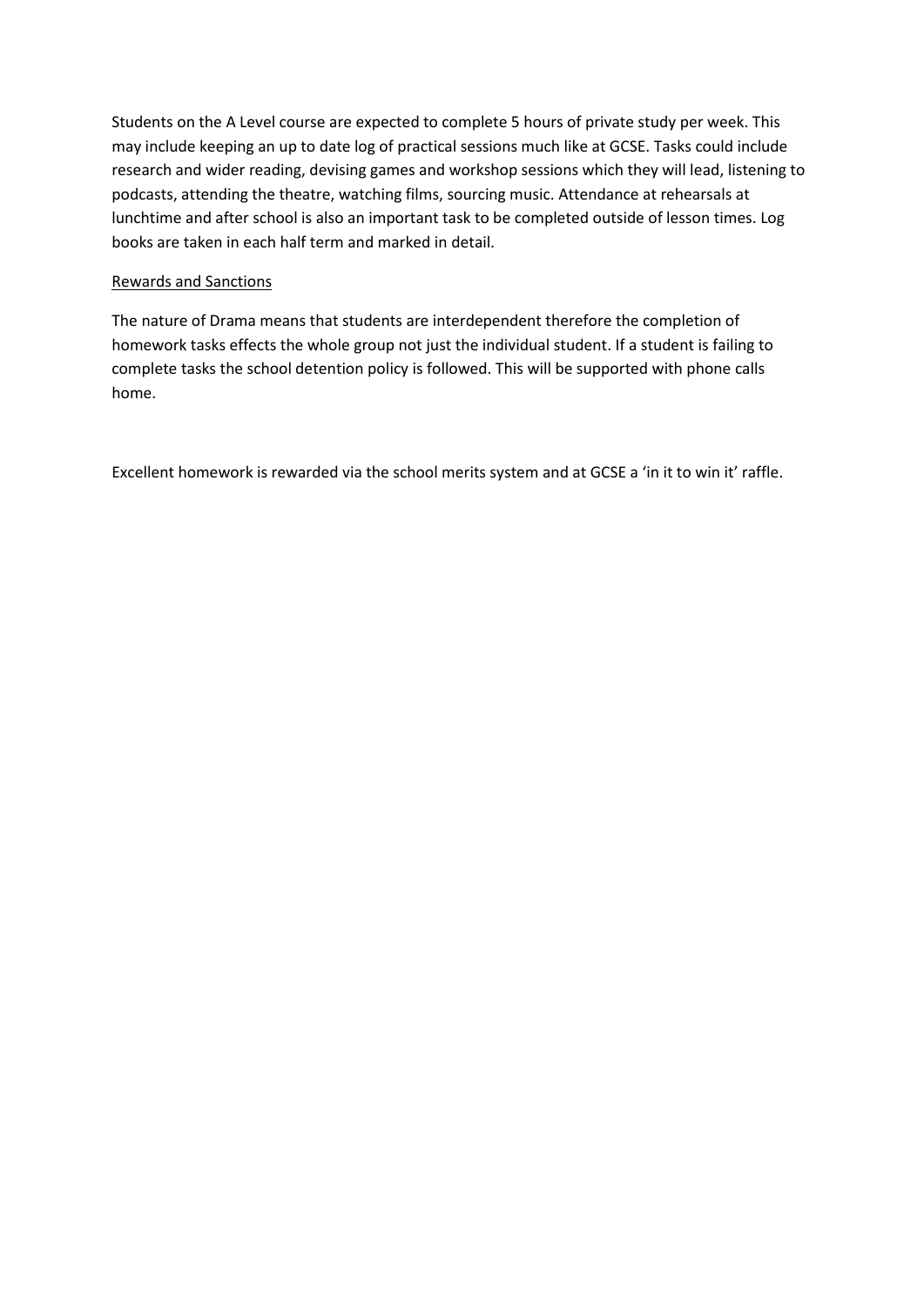Students on the A Level course are expected to complete 5 hours of private study per week. This may include keeping an up to date log of practical sessions much like at GCSE. Tasks could include research and wider reading, devising games and workshop sessions which they will lead, listening to podcasts, attending the theatre, watching films, sourcing music. Attendance at rehearsals at lunchtime and after school is also an important task to be completed outside of lesson times. Log books are taken in each half term and marked in detail.

<u>Rewards and Sanctions</u>

The nature of Drama means that students are interdependent therefore the completion of homework tasks effects the whole group not just the individual student. If a student is failing to complete tasks the school detention policy is followed. This will be supported with phone calls home.

Excellent homework is rewarded via the school merits system and at GCSE a 'in it to win it' raffle.